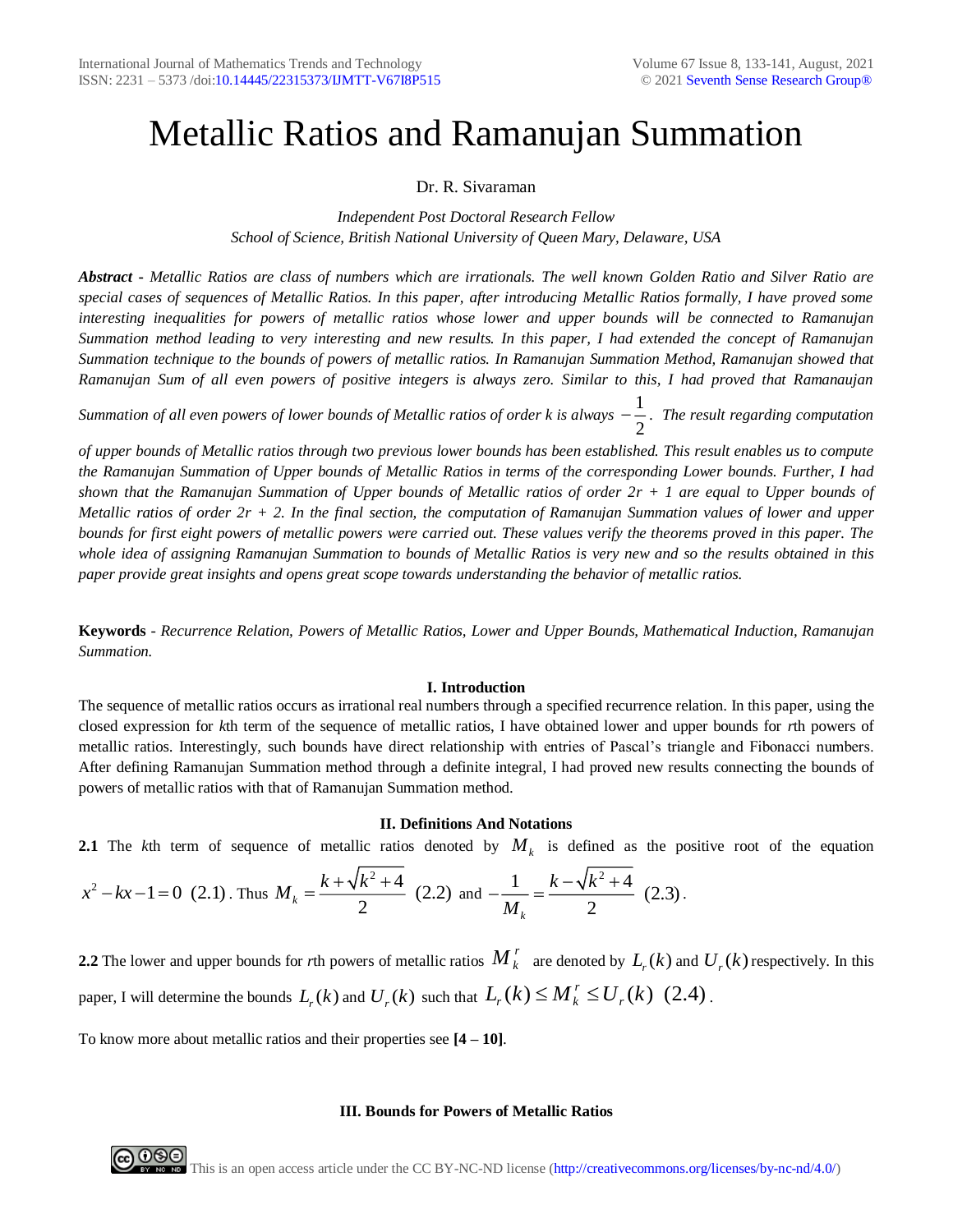# Metallic Ratios and Ramanujan Summation

Dr. R. Sivaraman

*Independent Post Doctoral Research Fellow*
*School of Science, British National University of Queen Mary, Delaware, USA*

***Abstract*** *- Metallic Ratios are class of numbers which are irrationals. The well known Golden Ratio and Silver Ratio are special cases of sequences of Metallic Ratios. In this paper, after introducing Metallic Ratios formally, I have proved some interesting inequalities for powers of metallic ratios whose lower and upper bounds will be connected to Ramanujan Summation method leading to very interesting and new results. In this paper, I had extended the concept of Ramanujan Summation technique to the bounds of powers of metallic ratios. In Ramanujan Summation Method, Ramanujan showed that Ramanujan Sum of all even powers of positive integers is always zero. Similar to this, I had proved that Ramanaujan Summation of all even powers of lower bounds of Metallic ratios of order k is always* $-\frac{1}{2}$. *The result regarding computation of upper bounds of Metallic ratios through two previous lower bounds has been established. This result enables us to compute the Ramanujan Summation of Upper bounds of Metallic Ratios in terms of the corresponding Lower bounds. Further, I had shown that the Ramanujan Summation of Upper bounds of Metallic ratios of order 2r + 1 are equal to Upper bounds of Metallic ratios of order 2r + 2. In the final section, the computation of Ramanujan Summation values of lower and upper bounds for first eight powers of metallic powers were carried out. These values verify the theorems proved in this paper. The whole idea of assigning Ramanujan Summation to bounds of Metallic Ratios is very new and so the results obtained in this paper provide great insights and opens great scope towards understanding the behavior of metallic ratios.*

**Keywords** - *Recurrence Relation, Powers of Metallic Ratios, Lower and Upper Bounds, Mathematical Induction, Ramanujan Summation.*

## I. Introduction

The sequence of metallic ratios occurs as irrational real numbers through a specified recurrence relation. In this paper, using the closed expression for *k*th term of the sequence of metallic ratios, I have obtained lower and upper bounds for *r*th powers of metallic ratios. Interestingly, such bounds have direct relationship with entries of Pascal's triangle and Fibonacci numbers. After defining Ramanujan Summation method through a definite integral, I had proved new results connecting the bounds of powers of metallic ratios with that of Ramanujan Summation method.

## II. Definitions And Notations

**2.1** The *k*th term of sequence of metallic ratios denoted by $M_k$ is defined as the positive root of the equation $x^2 - kx - 1 = 0$ (2.1). Thus $M_k = \frac{k + \sqrt{k^2+4}}{2}$ (2.2) and $-\frac{1}{M_k} = \frac{k - \sqrt{k^2+4}}{2}$ (2.3).

**2.2** The lower and upper bounds for *r*th powers of metallic ratios $M_k^r$ are denoted by $L_r(k)$ and $U_r(k)$ respectively. In this paper, I will determine the bounds $L_r(k)$ and $U_r(k)$ such that $L_r(k) \le M_k^r \le U_r(k)$ (2.4).

To know more about metallic ratios and their properties see **[4 – 10]**.

## III. Bounds for Powers of Metallic Ratios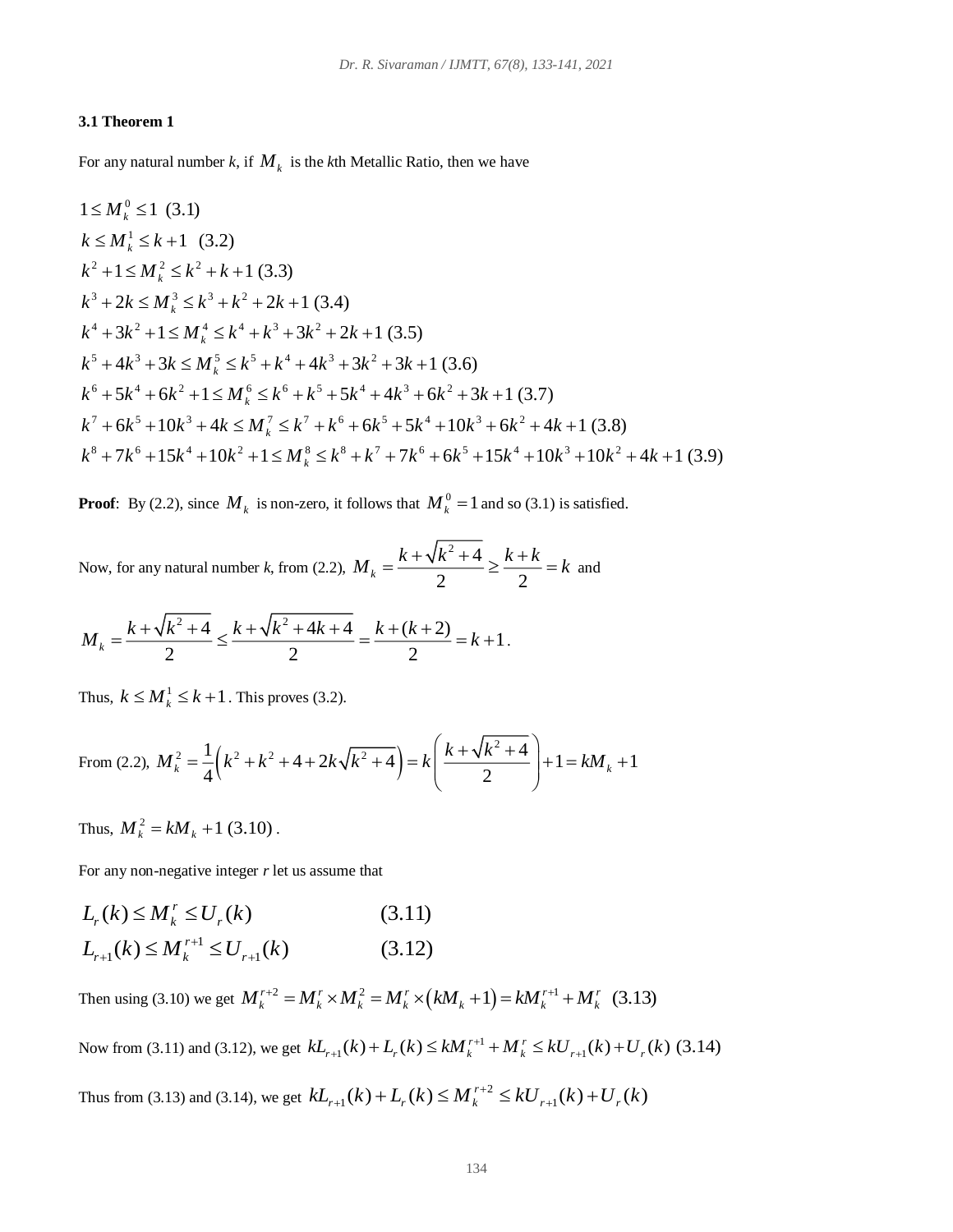### 3.1 Theorem 1

For any natural number *k*, if $M_k$ is the *k*th Metallic Ratio, then we have

$$1 \le M_k^0 \le 1 \quad (3.1)$$

$$k \le M_k^1 \le k+1 \quad (3.2)$$

$$k^2+1 \le M_k^2 \le k^2+k+1 \quad (3.3)$$

$$k^3+2k \le M_k^3 \le k^3+k^2+2k+1 \quad (3.4)$$

$$k^4+3k^2+1 \le M_k^4 \le k^4+k^3+3k^2+2k+1 \quad (3.5)$$

$$k^5+4k^3+3k \le M_k^5 \le k^5+k^4+4k^3+3k^2+3k+1 \quad (3.6)$$

$$k^6+5k^4+6k^2+1 \le M_k^6 \le k^6+k^5+5k^4+4k^3+6k^2+3k+1 \quad (3.7)$$

$$k^7+6k^5+10k^3+4k \le M_k^7 \le k^7+k^6+6k^5+5k^4+10k^3+6k^2+4k+1 \quad (3.8)$$

$$k^8+7k^6+15k^4+10k^2+1 \le M_k^8 \le k^8+k^7+7k^6+6k^5+15k^4+10k^3+10k^2+4k+1 \quad (3.9)$$

**Proof**: By (2.2), since $M_k$ is non-zero, it follows that $M_k^0 = 1$ and so (3.1) is satisfied.

Now, for any natural number *k*, from (2.2), $M_k = \dfrac{k+\sqrt{k^2+4}}{2} \ge \dfrac{k+k}{2} = k$ and

$$M_k = \frac{k+\sqrt{k^2+4}}{2} \le \frac{k+\sqrt{k^2+4k+4}}{2} = \frac{k+(k+2)}{2} = k+1.$$

Thus, $k \le M_k^1 \le k+1$. This proves (3.2).

From (2.2), $M_k^2 = \dfrac{1}{4}\left(k^2+k^2+4+2k\sqrt{k^2+4}\right) = k\left(\dfrac{k+\sqrt{k^2+4}}{2}\right)+1 = kM_k+1$

Thus, $M_k^2 = kM_k + 1 \ (3.10)$.

For any non-negative integer *r* let us assume that

$$L_r(k) \le M_k^r \le U_r(k) \qquad (3.11)$$

$$L_{r+1}(k) \le M_k^{r+1} \le U_{r+1}(k) \qquad (3.12)$$

Then using (3.10) we get $M_k^{r+2} = M_k^r \times M_k^2 = M_k^r \times \left(kM_k+1\right) = kM_k^{r+1} + M_k^r \quad (3.13)$

Now from (3.11) and (3.12), we get $kL_{r+1}(k)+L_r(k) \le kM_k^{r+1}+M_k^r \le kU_{r+1}(k)+U_r(k) \ (3.14)$

Thus from (3.13) and (3.14), we get $kL_{r+1}(k)+L_r(k) \le M_k^{r+2} \le kU_{r+1}(k)+U_r(k)$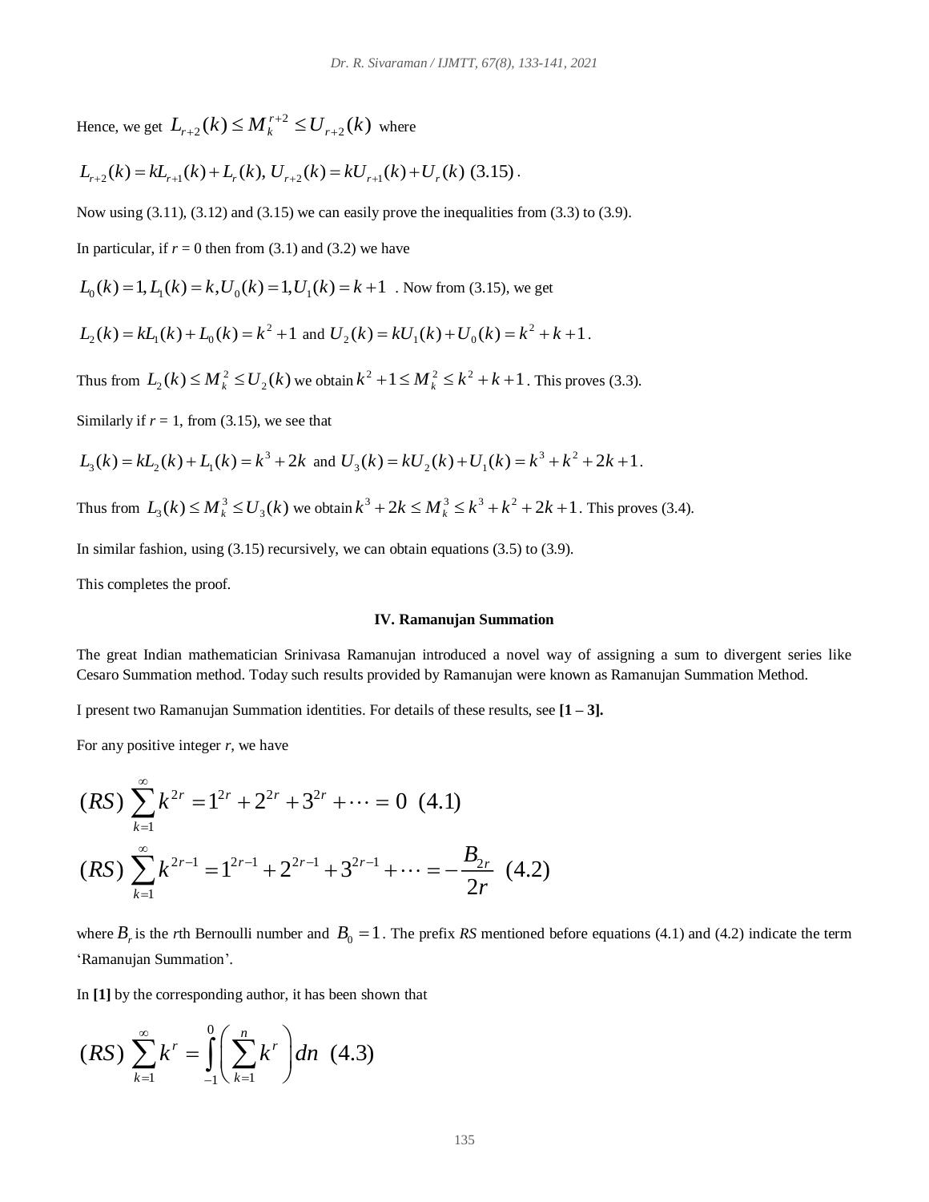Hence, we get $L_{r+2}(k) \le M_k^{r+2} \le U_{r+2}(k)$ where

$$L_{r+2}(k) = kL_{r+1}(k) + L_r(k),\ U_{r+2}(k) = kU_{r+1}(k) + U_r(k)\ (3.15).$$

Now using (3.11), (3.12) and (3.15) we can easily prove the inequalities from (3.3) to (3.9).

In particular, if $r = 0$ then from (3.1) and (3.2) we have

$L_0(k) = 1, L_1(k) = k, U_0(k) = 1, U_1(k) = k+1$ . Now from (3.15), we get

$L_2(k) = kL_1(k) + L_0(k) = k^2 + 1$ and $U_2(k) = kU_1(k) + U_0(k) = k^2 + k + 1$.

Thus from $L_2(k) \le M_k^2 \le U_2(k)$ we obtain $k^2 + 1 \le M_k^2 \le k^2 + k + 1$. This proves (3.3).

Similarly if $r = 1$, from (3.15), we see that

$L_3(k) = kL_2(k) + L_1(k) = k^3 + 2k$ and $U_3(k) = kU_2(k) + U_1(k) = k^3 + k^2 + 2k + 1$.

Thus from $L_3(k) \le M_k^3 \le U_3(k)$ we obtain $k^3 + 2k \le M_k^3 \le k^3 + k^2 + 2k + 1$. This proves (3.4).

In similar fashion, using (3.15) recursively, we can obtain equations (3.5) to (3.9).

This completes the proof.

## IV. Ramanujan Summation

The great Indian mathematician Srinivasa Ramanujan introduced a novel way of assigning a sum to divergent series like Cesaro Summation method. Today such results provided by Ramanujan were known as Ramanujan Summation Method.

I present two Ramanujan Summation identities. For details of these results, see **[1 – 3].**

For any positive integer $r$, we have

$$(RS)\ \sum_{k=1}^{\infty} k^{2r} = 1^{2r} + 2^{2r} + 3^{2r} + \cdots = 0 \quad (4.1)$$

$$(RS)\ \sum_{k=1}^{\infty} k^{2r-1} = 1^{2r-1} + 2^{2r-1} + 3^{2r-1} + \cdots = -\frac{B_{2r}}{2r} \quad (4.2)$$

where $B_r$ is the $r$th Bernoulli number and $B_0 = 1$. The prefix *RS* mentioned before equations (4.1) and (4.2) indicate the term 'Ramanujan Summation'.

In **[1]** by the corresponding author, it has been shown that

$$(RS)\ \sum_{k=1}^{\infty} k^r = \int_{-1}^{0} \left( \sum_{k=1}^{n} k^r \right) dn \quad (4.3)$$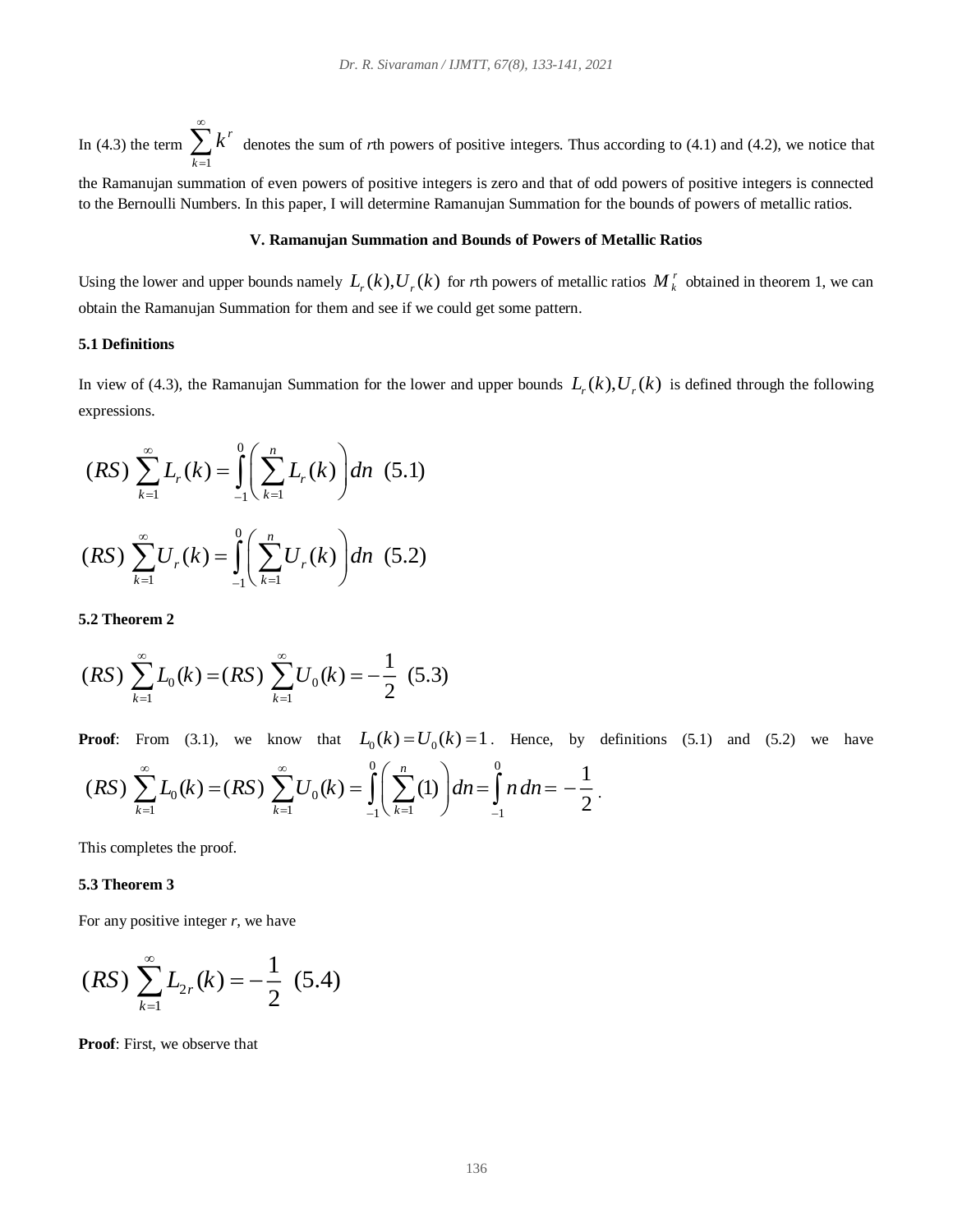In (4.3) the term $\sum_{k=1}^{\infty} k^r$ denotes the sum of *r*th powers of positive integers. Thus according to (4.1) and (4.2), we notice that the Ramanujan summation of even powers of positive integers is zero and that of odd powers of positive integers is connected to the Bernoulli Numbers. In this paper, I will determine Ramanujan Summation for the bounds of powers of metallic ratios.

## V. Ramanujan Summation and Bounds of Powers of Metallic Ratios

Using the lower and upper bounds namely $L_r(k), U_r(k)$ for *r*th powers of metallic ratios $M_k^r$ obtained in theorem 1, we can obtain the Ramanujan Summation for them and see if we could get some pattern.

### 5.1 Definitions

In view of (4.3), the Ramanujan Summation for the lower and upper bounds $L_r(k), U_r(k)$ is defined through the following expressions.

$$(RS)\sum_{k=1}^{\infty} L_r(k) = \int_{-1}^{0}\left(\sum_{k=1}^{n} L_r(k)\right)dn \quad (5.1)$$

$$(RS)\sum_{k=1}^{\infty} U_r(k) = \int_{-1}^{0}\left(\sum_{k=1}^{n} U_r(k)\right)dn \quad (5.2)$$

### 5.2 Theorem 2

$$(RS)\sum_{k=1}^{\infty} L_0(k) = (RS)\sum_{k=1}^{\infty} U_0(k) = -\frac{1}{2} \quad (5.3)$$

**Proof**: From (3.1), we know that $L_0(k) = U_0(k) = 1$. Hence, by definitions (5.1) and (5.2) we have $(RS)\sum_{k=1}^{\infty} L_0(k) = (RS)\sum_{k=1}^{\infty} U_0(k) = \int_{-1}^{0}\left(\sum_{k=1}^{n}(1)\right)dn = \int_{-1}^{0} n\,dn = -\frac{1}{2}$.

This completes the proof.

### 5.3 Theorem 3

For any positive integer *r*, we have

$$(RS)\sum_{k=1}^{\infty} L_{2r}(k) = -\frac{1}{2} \quad (5.4)$$

**Proof**: First, we observe that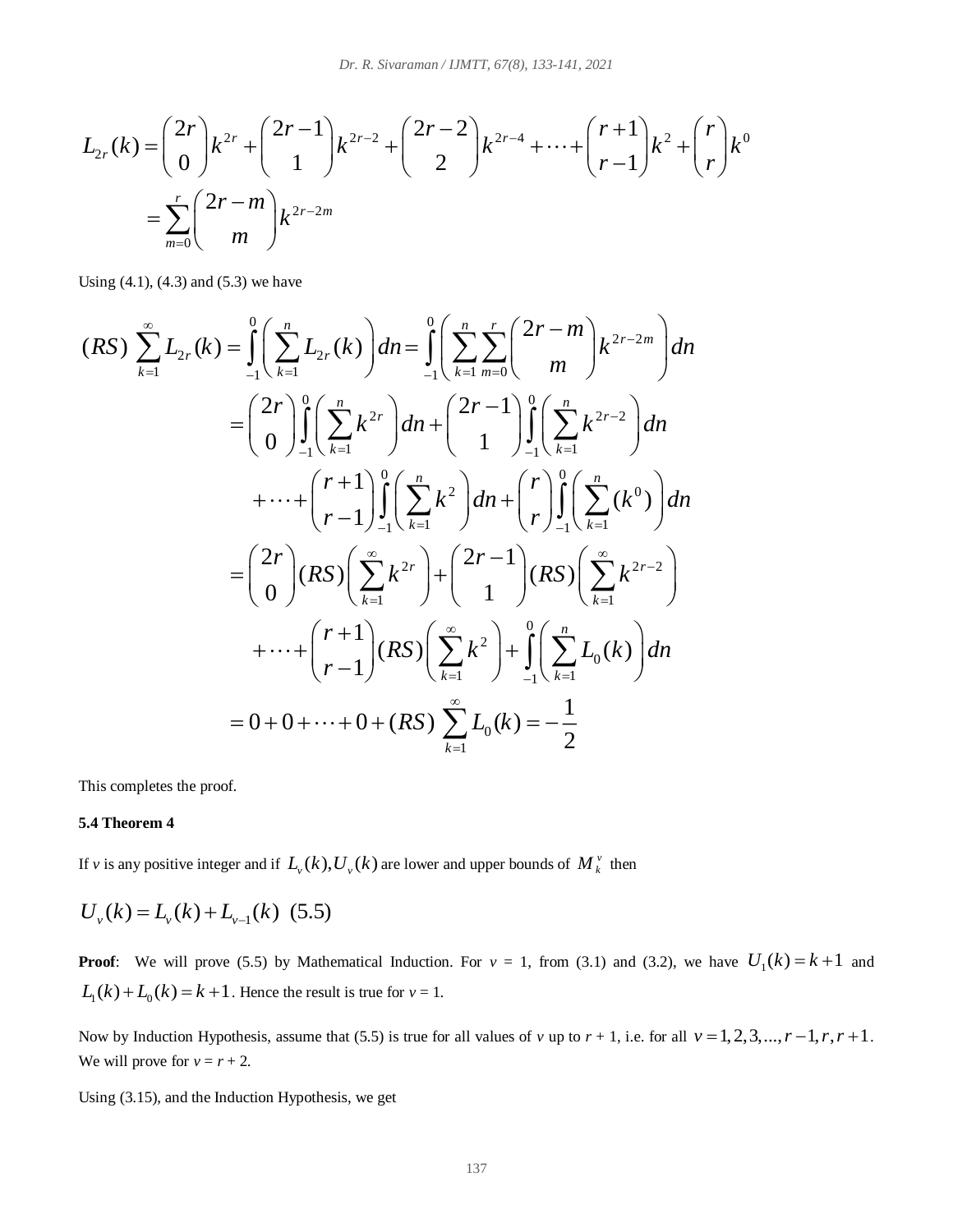$$
L_{2r}(k) = \binom{2r}{0}k^{2r} + \binom{2r-1}{1}k^{2r-2} + \binom{2r-2}{2}k^{2r-4} + \cdots + \binom{r+1}{r-1}k^{2} + \binom{r}{r}k^{0}
$$

$$
= \sum_{m=0}^{r} \binom{2r-m}{m} k^{2r-2m}
$$

Using (4.1), (4.3) and (5.3) we have

$$
(RS)\sum_{k=1}^{\infty} L_{2r}(k) = \int_{-1}^{0} \left( \sum_{k=1}^{n} L_{2r}(k) \right) dn = \int_{-1}^{0} \left( \sum_{k=1}^{n} \sum_{m=0}^{r} \binom{2r-m}{m} k^{2r-2m} \right) dn
$$

$$
= \binom{2r}{0} \int_{-1}^{0} \left( \sum_{k=1}^{n} k^{2r} \right) dn + \binom{2r-1}{1} \int_{-1}^{0} \left( \sum_{k=1}^{n} k^{2r-2} \right) dn
$$

$$
+ \cdots + \binom{r+1}{r-1} \int_{-1}^{0} \left( \sum_{k=1}^{n} k^{2} \right) dn + \binom{r}{r} \int_{-1}^{0} \left( \sum_{k=1}^{n} (k^{0}) \right) dn
$$

$$
= \binom{2r}{0} (RS) \left( \sum_{k=1}^{\infty} k^{2r} \right) + \binom{2r-1}{1} (RS) \left( \sum_{k=1}^{\infty} k^{2r-2} \right)
$$

$$
+ \cdots + \binom{r+1}{r-1} (RS) \left( \sum_{k=1}^{\infty} k^{2} \right) + \int_{-1}^{0} \left( \sum_{k=1}^{n} L_{0}(k) \right) dn
$$

$$
= 0 + 0 + \cdots + 0 + (RS)\sum_{k=1}^{\infty} L_{0}(k) = -\frac{1}{2}
$$

This completes the proof.

### 5.4 Theorem 4

If $v$ is any positive integer and if $L_v(k), U_v(k)$ are lower and upper bounds of $M_k^v$ then

$$
U_v(k) = L_v(k) + L_{v-1}(k) \quad (5.5)
$$

**Proof**: We will prove (5.5) by Mathematical Induction. For $v = 1$, from (3.1) and (3.2), we have $U_1(k) = k + 1$ and $L_1(k) + L_0(k) = k + 1$. Hence the result is true for $v = 1$.

Now by Induction Hypothesis, assume that (5.5) is true for all values of $v$ up to $r + 1$, i.e. for all $v = 1, 2, 3, ..., r-1, r, r+1$. We will prove for $v = r + 2$.

Using (3.15), and the Induction Hypothesis, we get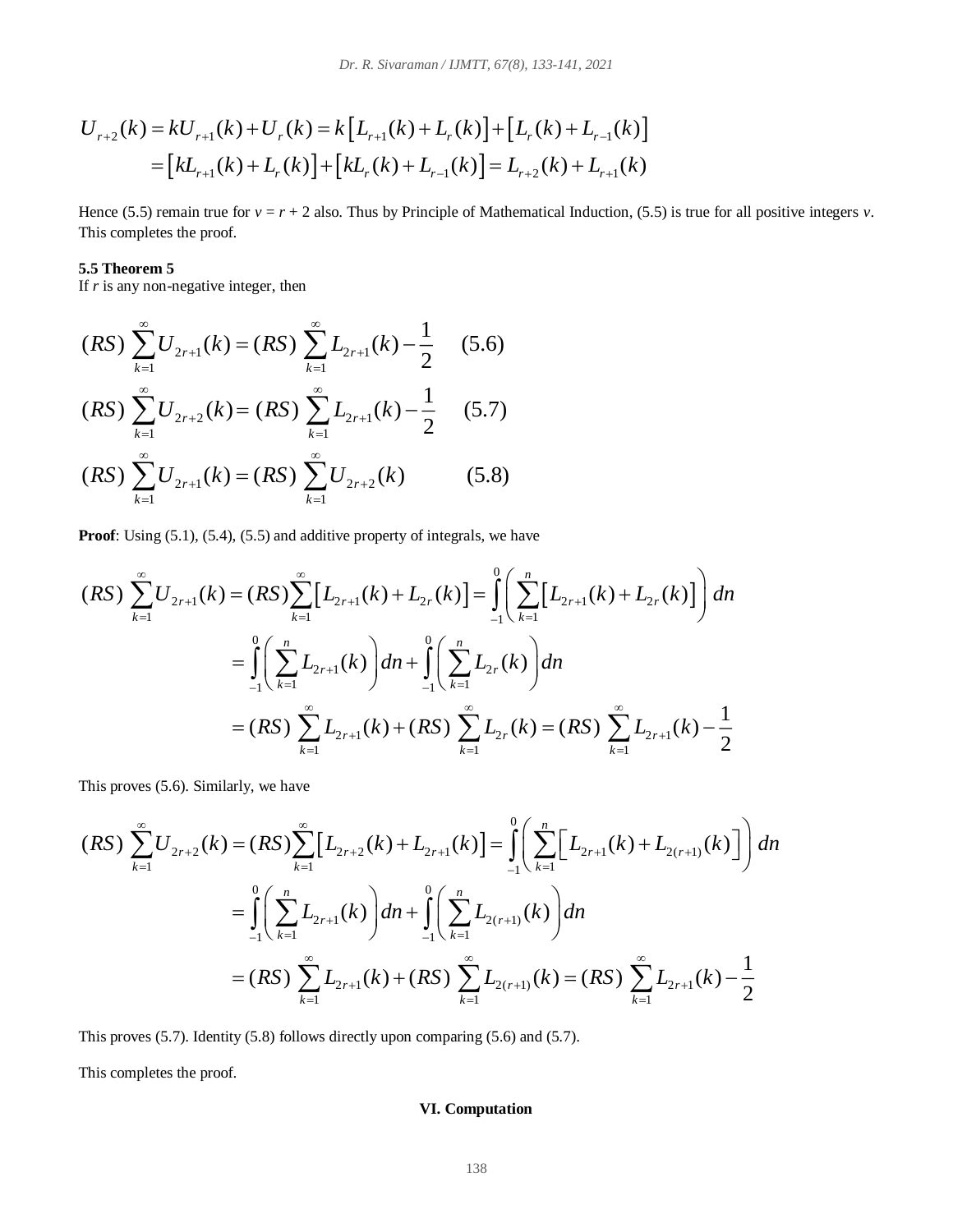$$
\begin{aligned}
U_{r+2}(k) &= kU_{r+1}(k) + U_r(k) = k\left[L_{r+1}(k) + L_r(k)\right] + \left[L_r(k) + L_{r-1}(k)\right] \\
&= \left[kL_{r+1}(k) + L_r(k)\right] + \left[kL_r(k) + L_{r-1}(k)\right] = L_{r+2}(k) + L_{r+1}(k)
\end{aligned}
$$

Hence (5.5) remain true for $v = r + 2$ also. Thus by Principle of Mathematical Induction, (5.5) is true for all positive integers $v$. This completes the proof.

### 5.5 Theorem 5

If $r$ is any non-negative integer, then

$$
(RS)\ \sum_{k=1}^{\infty} U_{2r+1}(k) = (RS)\ \sum_{k=1}^{\infty} L_{2r+1}(k) - \frac{1}{2} \quad (5.6)
$$

$$
(RS)\ \sum_{k=1}^{\infty} U_{2r+2}(k) = (RS)\ \sum_{k=1}^{\infty} L_{2r+1}(k) - \frac{1}{2} \quad (5.7)
$$

$$
(RS)\ \sum_{k=1}^{\infty} U_{2r+1}(k) = (RS)\ \sum_{k=1}^{\infty} U_{2r+2}(k) \quad (5.8)
$$

**Proof**: Using (5.1), (5.4), (5.5) and additive property of integrals, we have

$$
\begin{aligned}
(RS)\ \sum_{k=1}^{\infty} U_{2r+1}(k) &= (RS)\sum_{k=1}^{\infty}\left[L_{2r+1}(k) + L_{2r}(k)\right] = \int_{-1}^{0}\left(\sum_{k=1}^{n}\left[L_{2r+1}(k) + L_{2r}(k)\right]\right) dn \\
&= \int_{-1}^{0}\left(\sum_{k=1}^{n} L_{2r+1}(k)\right) dn + \int_{-1}^{0}\left(\sum_{k=1}^{n} L_{2r}(k)\right) dn \\
&= (RS)\ \sum_{k=1}^{\infty} L_{2r+1}(k) + (RS)\ \sum_{k=1}^{\infty} L_{2r}(k) = (RS)\ \sum_{k=1}^{\infty} L_{2r+1}(k) - \frac{1}{2}
\end{aligned}
$$

This proves (5.6). Similarly, we have

$$
\begin{aligned}
(RS)\ \sum_{k=1}^{\infty} U_{2r+2}(k) &= (RS)\sum_{k=1}^{\infty}\left[L_{2r+2}(k) + L_{2r+1}(k)\right] = \int_{-1}^{0}\left(\sum_{k=1}^{n}\left[L_{2r+1}(k) + L_{2(r+1)}(k)\right]\right) dn \\
&= \int_{-1}^{0}\left(\sum_{k=1}^{n} L_{2r+1}(k)\right) dn + \int_{-1}^{0}\left(\sum_{k=1}^{n} L_{2(r+1)}(k)\right) dn \\
&= (RS)\ \sum_{k=1}^{\infty} L_{2r+1}(k) + (RS)\ \sum_{k=1}^{\infty} L_{2(r+1)}(k) = (RS)\ \sum_{k=1}^{\infty} L_{2r+1}(k) - \frac{1}{2}
\end{aligned}
$$

This proves (5.7). Identity (5.8) follows directly upon comparing (5.6) and (5.7).

This completes the proof.

## VI. Computation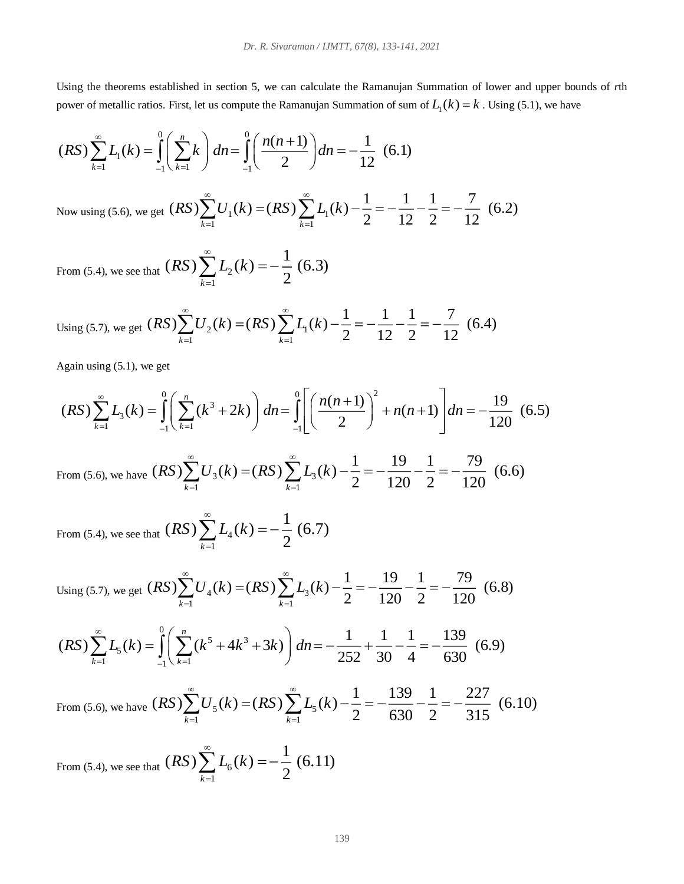Using the theorems established in section 5, we can calculate the Ramanujan Summation of lower and upper bounds of *r*th power of metallic ratios. First, let us compute the Ramanujan Summation of sum of $L_1(k) = k$. Using (5.1), we have

$$(RS)\sum_{k=1}^{\infty} L_1(k) = \int_{-1}^{0}\left(\sum_{k=1}^{n} k\right) dn = \int_{-1}^{0}\left(\frac{n(n+1)}{2}\right) dn = -\frac{1}{12} \quad (6.1)$$

Now using (5.6), we get $(RS)\sum_{k=1}^{\infty} U_1(k) = (RS)\sum_{k=1}^{\infty} L_1(k) - \frac{1}{2} = -\frac{1}{12} - \frac{1}{2} = -\frac{7}{12}$ (6.2)

From (5.4), we see that $(RS)\sum_{k=1}^{\infty} L_2(k) = -\frac{1}{2}$ (6.3)

Using (5.7), we get $(RS)\sum_{k=1}^{\infty} U_2(k) = (RS)\sum_{k=1}^{\infty} L_1(k) - \frac{1}{2} = -\frac{1}{12} - \frac{1}{2} = -\frac{7}{12}$ (6.4)

Again using (5.1), we get

$$(RS)\sum_{k=1}^{\infty} L_3(k) = \int_{-1}^{0}\left(\sum_{k=1}^{n} (k^3 + 2k)\right) dn = \int_{-1}^{0}\left[\left(\frac{n(n+1)}{2}\right)^2 + n(n+1)\right] dn = -\frac{19}{120} \quad (6.5)$$

From (5.6), we have $(RS)\sum_{k=1}^{\infty} U_3(k) = (RS)\sum_{k=1}^{\infty} L_3(k) - \frac{1}{2} = -\frac{19}{120} - \frac{1}{2} = -\frac{79}{120}$ (6.6)

From (5.4), we see that $(RS)\sum_{k=1}^{\infty} L_4(k) = -\frac{1}{2}$ (6.7)

Using (5.7), we get $(RS)\sum_{k=1}^{\infty} U_4(k) = (RS)\sum_{k=1}^{\infty} L_3(k) - \frac{1}{2} = -\frac{19}{120} - \frac{1}{2} = -\frac{79}{120}$ (6.8)

$$(RS)\sum_{k=1}^{\infty} L_5(k) = \int_{-1}^{0}\left(\sum_{k=1}^{n} (k^5 + 4k^3 + 3k)\right) dn = -\frac{1}{252} + \frac{1}{30} - \frac{1}{4} = -\frac{139}{630} \quad (6.9)$$

From (5.6), we have $(RS)\sum_{k=1}^{\infty} U_5(k) = (RS)\sum_{k=1}^{\infty} L_5(k) - \frac{1}{2} = -\frac{139}{630} - \frac{1}{2} = -\frac{227}{315}$ (6.10)

From (5.4), we see that $(RS)\sum_{k=1}^{\infty} L_6(k) = -\frac{1}{2}$ (6.11)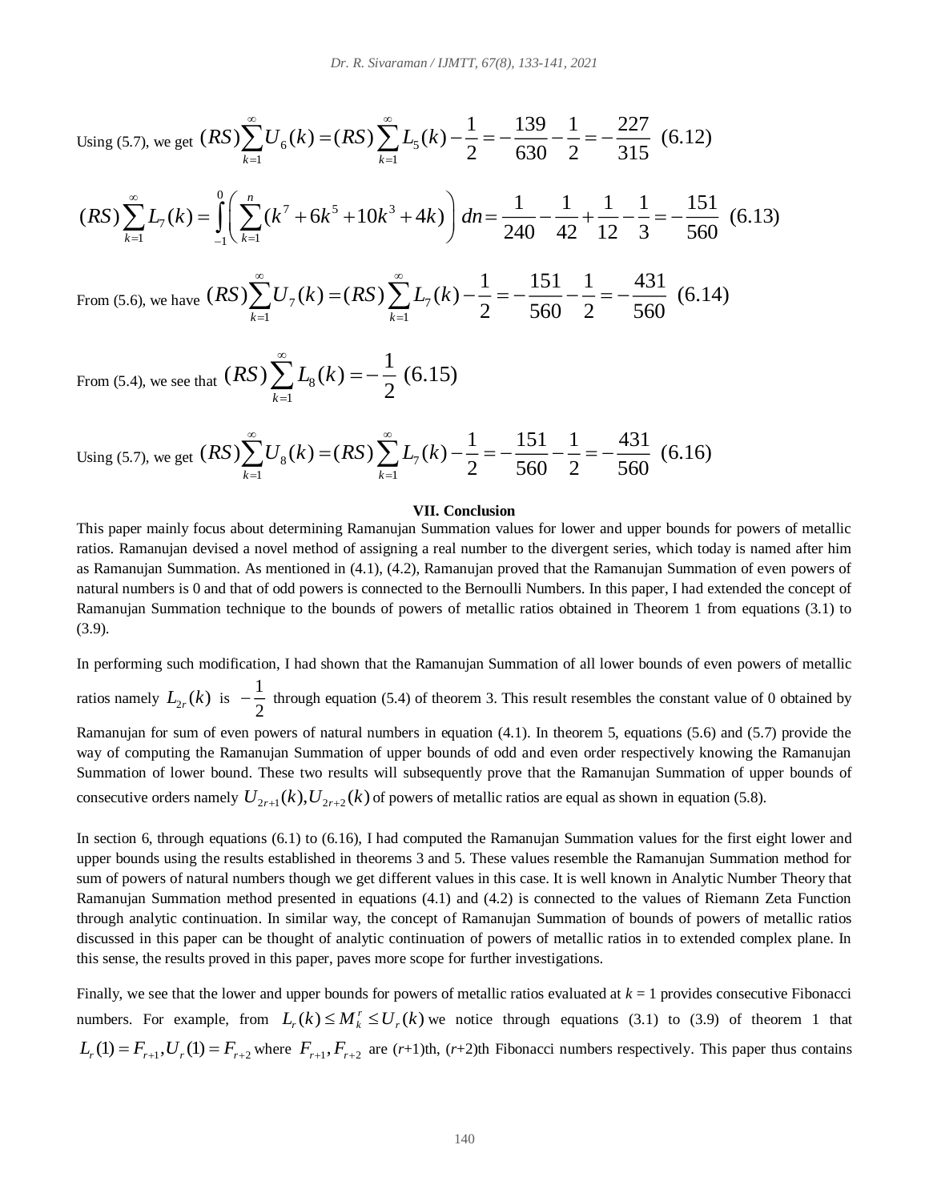Using (5.7), we get $(RS)\sum_{k=1}^{\infty} U_6(k) = (RS)\sum_{k=1}^{\infty} L_5(k) - \frac{1}{2} = -\frac{139}{630} - \frac{1}{2} = -\frac{227}{315}$ (6.12)

$$(RS)\sum_{k=1}^{\infty} L_7(k) = \int_{-1}^{0}\left(\sum_{k=1}^{n}(k^7 + 6k^5 + 10k^3 + 4k)\right) dn = \frac{1}{240} - \frac{1}{42} + \frac{1}{12} - \frac{1}{3} = -\frac{151}{560} \quad (6.13)$$

From (5.6), we have $(RS)\sum_{k=1}^{\infty} U_7(k) = (RS)\sum_{k=1}^{\infty} L_7(k) - \frac{1}{2} = -\frac{151}{560} - \frac{1}{2} = -\frac{431}{560}$ (6.14)

From (5.4), we see that $(RS)\sum_{k=1}^{\infty} L_8(k) = -\frac{1}{2}$ (6.15)

Using (5.7), we get $(RS)\sum_{k=1}^{\infty} U_8(k) = (RS)\sum_{k=1}^{\infty} L_7(k) - \frac{1}{2} = -\frac{151}{560} - \frac{1}{2} = -\frac{431}{560}$ (6.16)

## VII. Conclusion

This paper mainly focus about determining Ramanujan Summation values for lower and upper bounds for powers of metallic ratios. Ramanujan devised a novel method of assigning a real number to the divergent series, which today is named after him as Ramanujan Summation. As mentioned in (4.1), (4.2), Ramanujan proved that the Ramanujan Summation of even powers of natural numbers is 0 and that of odd powers is connected to the Bernoulli Numbers. In this paper, I had extended the concept of Ramanujan Summation technique to the bounds of powers of metallic ratios obtained in Theorem 1 from equations (3.1) to (3.9).

In performing such modification, I had shown that the Ramanujan Summation of all lower bounds of even powers of metallic ratios namely $L_{2r}(k)$ is $-\frac{1}{2}$ through equation (5.4) of theorem 3. This result resembles the constant value of 0 obtained by Ramanujan for sum of even powers of natural numbers in equation (4.1). In theorem 5, equations (5.6) and (5.7) provide the way of computing the Ramanujan Summation of upper bounds of odd and even order respectively knowing the Ramanujan Summation of lower bound. These two results will subsequently prove that the Ramanujan Summation of upper bounds of consecutive orders namely $U_{2r+1}(k), U_{2r+2}(k)$ of powers of metallic ratios are equal as shown in equation (5.8).

In section 6, through equations (6.1) to (6.16), I had computed the Ramanujan Summation values for the first eight lower and upper bounds using the results established in theorems 3 and 5. These values resemble the Ramanujan Summation method for sum of powers of natural numbers though we get different values in this case. It is well known in Analytic Number Theory that Ramanujan Summation method presented in equations (4.1) and (4.2) is connected to the values of Riemann Zeta Function through analytic continuation. In similar way, the concept of Ramanujan Summation of bounds of powers of metallic ratios discussed in this paper can be thought of analytic continuation of powers of metallic ratios in to extended complex plane. In this sense, the results proved in this paper, paves more scope for further investigations.

Finally, we see that the lower and upper bounds for powers of metallic ratios evaluated at $k = 1$ provides consecutive Fibonacci numbers. For example, from $L_r(k) \le M_k^r \le U_r(k)$ we notice through equations (3.1) to (3.9) of theorem 1 that $L_r(1) = F_{r+1}, U_r(1) = F_{r+2}$ where $F_{r+1}, F_{r+2}$ are $(r+1)$th, $(r+2)$th Fibonacci numbers respectively. This paper thus contains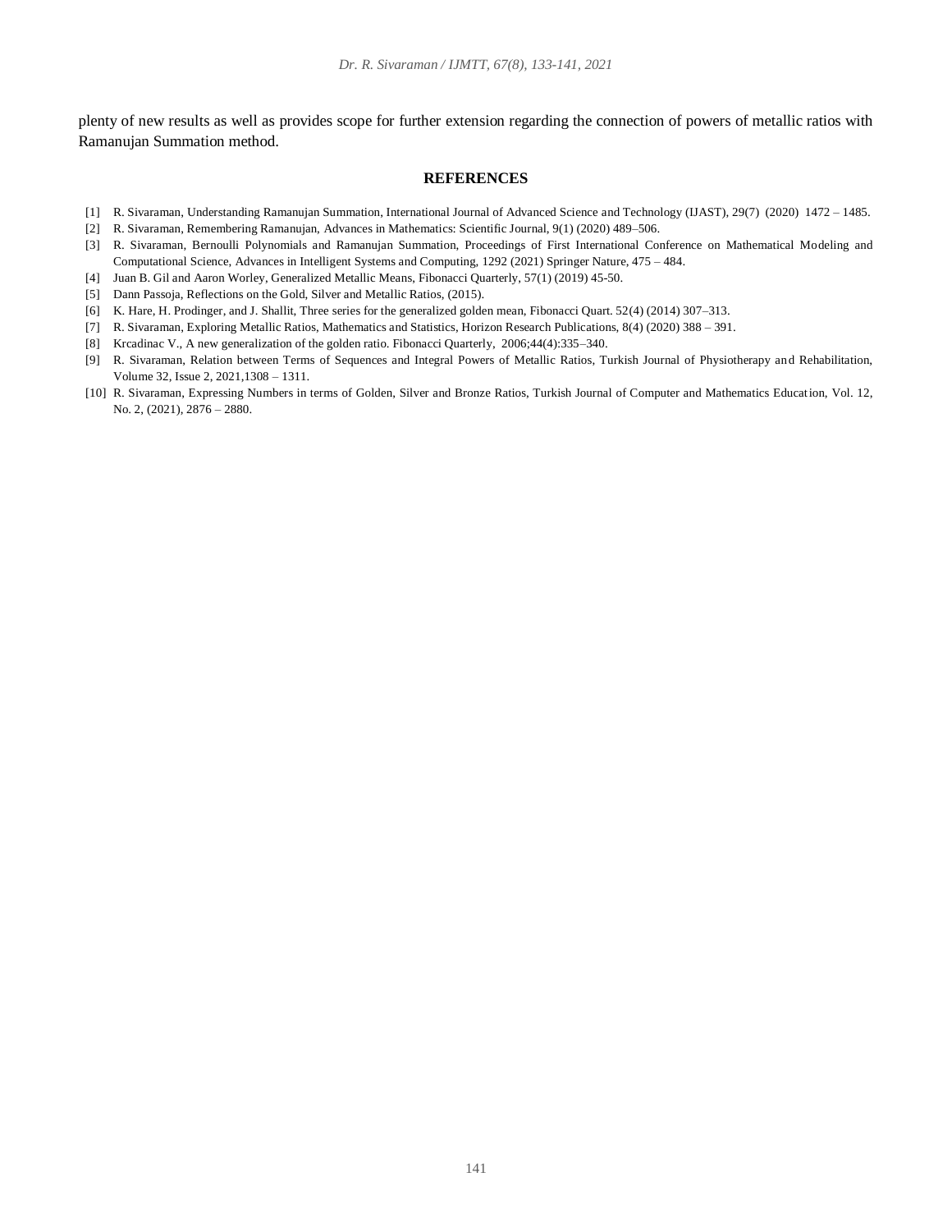plenty of new results as well as provides scope for further extension regarding the connection of powers of metallic ratios with Ramanujan Summation method.

## REFERENCES

[1] R. Sivaraman, Understanding Ramanujan Summation, International Journal of Advanced Science and Technology (IJAST), 29(7) (2020) 1472 – 1485.

[2] R. Sivaraman, Remembering Ramanujan, Advances in Mathematics: Scientific Journal, 9(1) (2020) 489–506.

[3] R. Sivaraman, Bernoulli Polynomials and Ramanujan Summation, Proceedings of First International Conference on Mathematical Modeling and Computational Science, Advances in Intelligent Systems and Computing, 1292 (2021) Springer Nature, 475 – 484.

[4] Juan B. Gil and Aaron Worley, Generalized Metallic Means, Fibonacci Quarterly, 57(1) (2019) 45-50.

[5] Dann Passoja, Reflections on the Gold, Silver and Metallic Ratios, (2015).

[6] K. Hare, H. Prodinger, and J. Shallit, Three series for the generalized golden mean, Fibonacci Quart. 52(4) (2014) 307–313.

[7] R. Sivaraman, Exploring Metallic Ratios, Mathematics and Statistics, Horizon Research Publications, 8(4) (2020) 388 – 391.

[8] Krcadinac V., A new generalization of the golden ratio. Fibonacci Quarterly, 2006;44(4):335–340.

[9] R. Sivaraman, Relation between Terms of Sequences and Integral Powers of Metallic Ratios, Turkish Journal of Physiotherapy and Rehabilitation, Volume 32, Issue 2, 2021,1308 – 1311.

[10] R. Sivaraman, Expressing Numbers in terms of Golden, Silver and Bronze Ratios, Turkish Journal of Computer and Mathematics Education, Vol. 12, No. 2, (2021), 2876 – 2880.